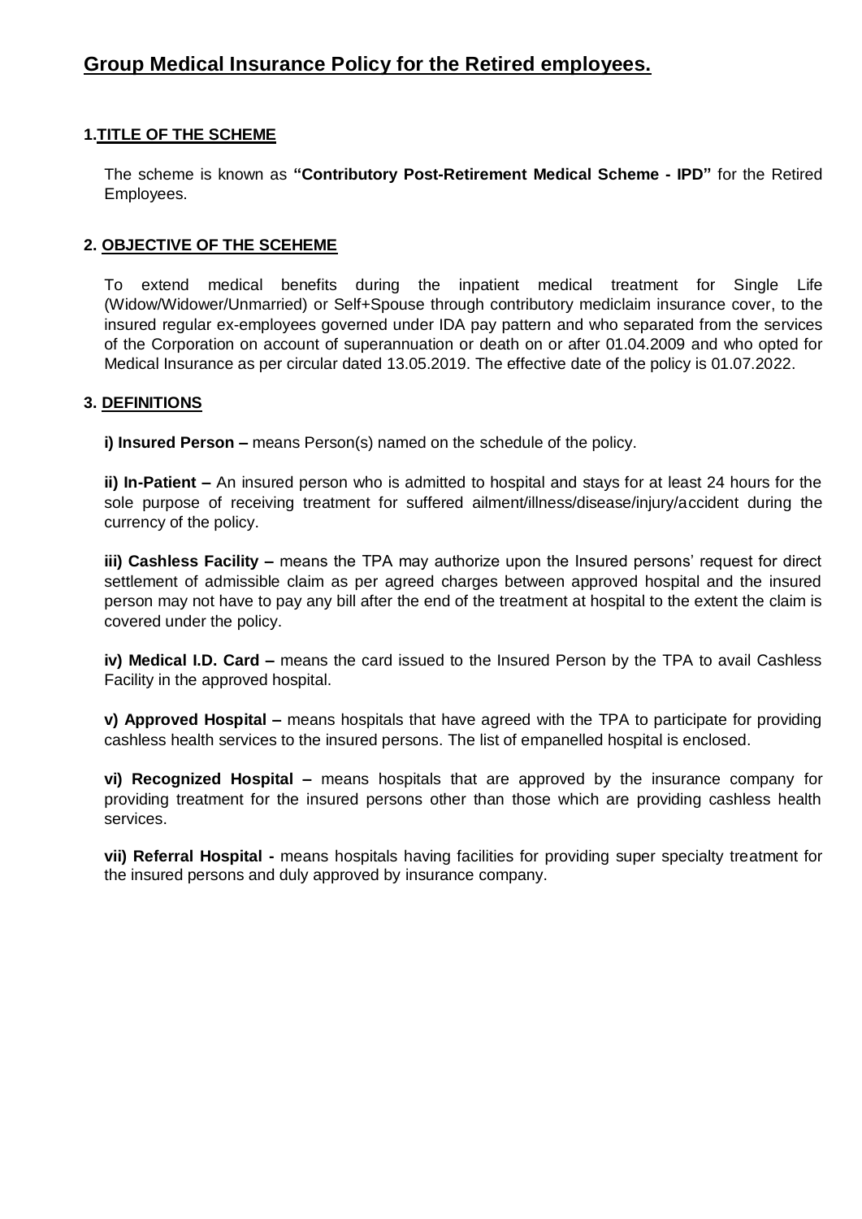# Group Medical Insurance Policy for the Retired employees.

## 1. TITLE OF THE SCHEME

The scheme is known as **"Contributory Post-Retirement Medical Scheme - IPD"** for the Retired Employees.

## 2. OBJECTIVE OF THE SCEHEME

To extend medical benefits during the inpatient medical treatment for Single Life (Widow/Widower/Unmarried) or Self+Spouse through contributory mediclaim insurance cover, to the insured regular ex-employees governed under IDA pay pattern and who separated from the services of the Corporation on account of superannuation or death on or after 01.04.2009 and who opted for Medical Insurance as per circular dated 13.05.2019. The effective date of the policy is 01.07.2022.

## 3. DEFINITIONS

**i) Insured Person –** means Person(s) named on the schedule of the policy.

**ii) In-Patient –** An insured person who is admitted to hospital and stays for at least 24 hours for the sole purpose of receiving treatment for suffered ailment/illness/disease/injury/accident during the currency of the policy.

**iii) Cashless Facility –** means the TPA may authorize upon the Insured persons' request for direct settlement of admissible claim as per agreed charges between approved hospital and the insured person may not have to pay any bill after the end of the treatment at hospital to the extent the claim is covered under the policy.

**iv) Medical I.D. Card –** means the card issued to the Insured Person by the TPA to avail Cashless Facility in the approved hospital.

**v) Approved Hospital –** means hospitals that have agreed with the TPA to participate for providing cashless health services to the insured persons. The list of empanelled hospital is enclosed.

**vi) Recognized Hospital –** means hospitals that are approved by the insurance company for providing treatment for the insured persons other than those which are providing cashless health services.

**vii) Referral Hospital -** means hospitals having facilities for providing super specialty treatment for the insured persons and duly approved by insurance company.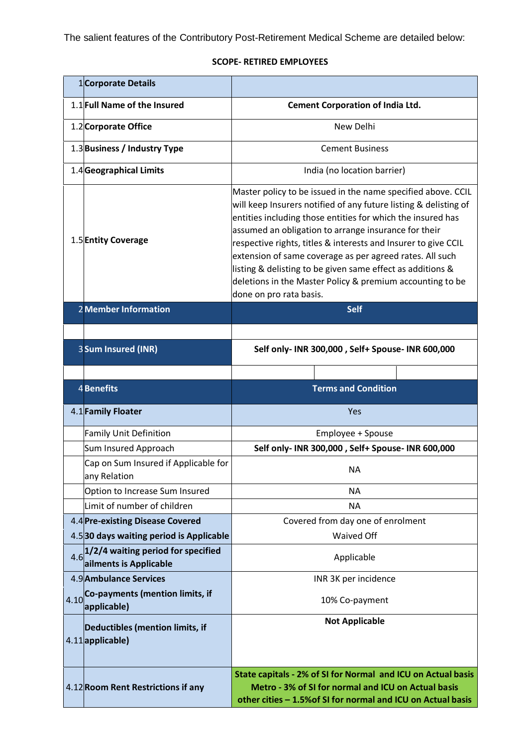The salient features of the Contributory Post-Retirement Medical Scheme are detailed below:

**SCOPE- RETIRED EMPLOYEES**

| | | |
|---|---|---|
| 1 | **Corporate Details** | |
| 1.1 | **Full Name of the Insured** | **Cement Corporation of India Ltd.** |
| 1.2 | **Corporate Office** | New Delhi |
| 1.3 | **Business / Industry Type** | Cement Business |
| 1.4 | **Geographical Limits** | India (no location barrier) |
| 1.5 | **Entity Coverage** | Master policy to be issued in the name specified above. CCIL will keep Insurers notified of any future listing & delisting of entities including those entities for which the insured has assumed an obligation to arrange insurance for their respective rights, titles & interests and Insurer to give CCIL extension of same coverage as per agreed rates. All such listing & delisting to be given same effect as additions & deletions in the Master Policy & premium accounting to be done on pro rata basis. |
| 2 | **Member Information** | **Self** |
| | | |
| 3 | **Sum Insured (INR)** | **Self only- INR 300,000 , Self+ Spouse- INR 600,000** |
| | | |
| 4 | **Benefits** | **Terms and Condition** |
| 4.1 | **Family Floater** | Yes |
| | Family Unit Definition | Employee + Spouse |
| | Sum Insured Approach | **Self only- INR 300,000 , Self+ Spouse- INR 600,000** |
| | Cap on Sum Insured if Applicable for any Relation | NA |
| | Option to Increase Sum Insured | NA |
| | Limit of number of children | NA |
| 4.4 | **Pre-existing Disease Covered** | Covered from day one of enrolment |
| 4.5 | **30 days waiting period is Applicable** | Waived Off |
| 4.6 | **1/2/4 waiting period for specified ailments is Applicable** | Applicable |
| 4.9 | **Ambulance Services** | INR 3K per incidence |
| 4.10 | **Co-payments (mention limits, if applicable)** | 10% Co-payment |
| 4.11 | **Deductibles (mention limits, if applicable)** | **Not Applicable** |
| 4.12 | **Room Rent Restrictions if any** | **State capitals - 2% of SI for Normal and ICU on Actual basis<br>Metro - 3% of SI for normal and ICU on Actual basis<br>other cities – 1.5%of SI for normal and ICU on Actual basis** |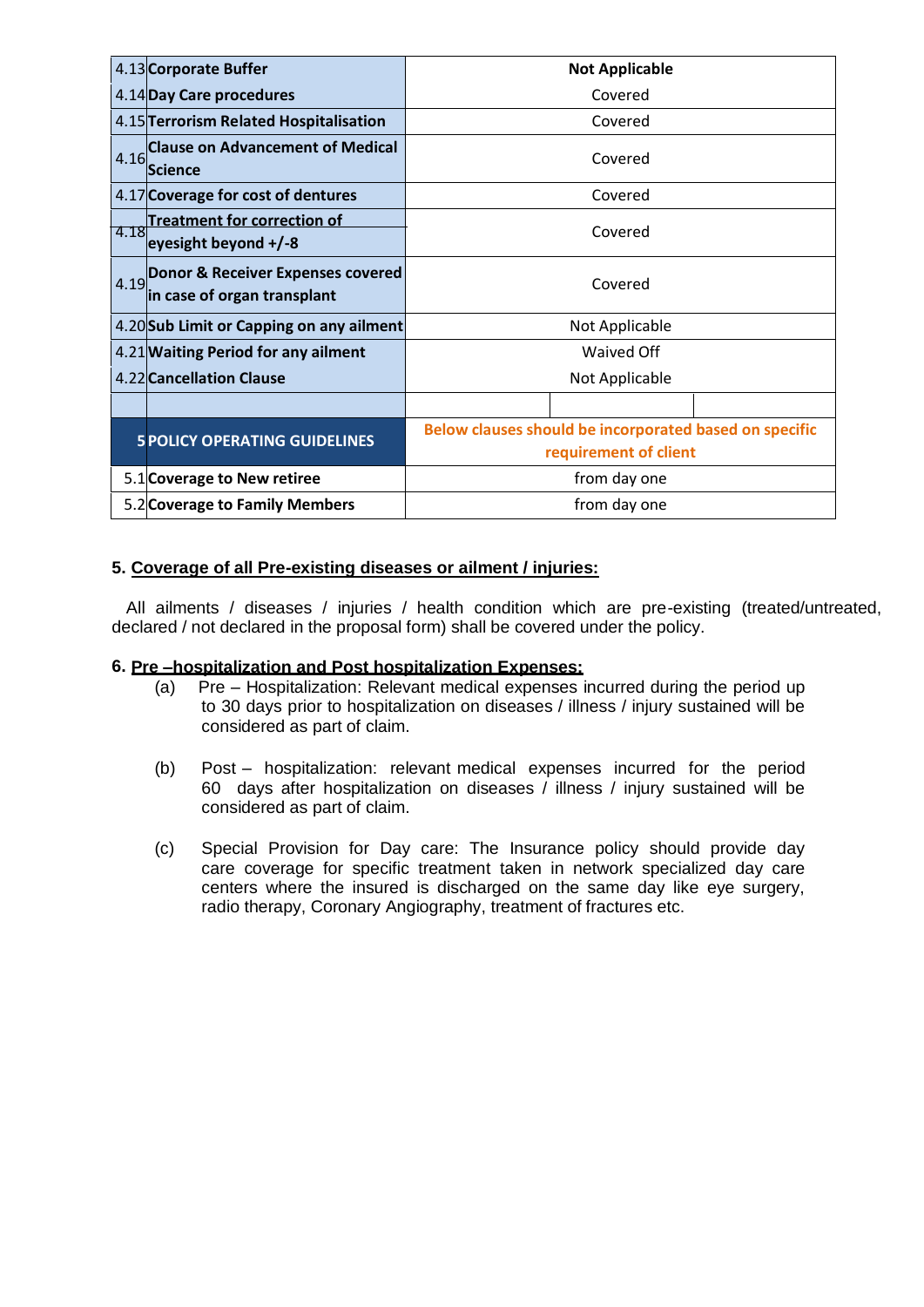| | | |
|---|---|---|
| 4.13 | **Corporate Buffer** | **Not Applicable** |
| 4.14 | **Day Care procedures** | Covered |
| 4.15 | **Terrorism Related Hospitalisation** | Covered |
| 4.16 | **Clause on Advancement of Medical Science** | Covered |
| 4.17 | **Coverage for cost of dentures** | Covered |
| 4.18 | **Treatment for correction of eyesight beyond +/-8** | Covered |
| 4.19 | **Donor & Receiver Expenses covered in case of organ transplant** | Covered |
| 4.20 | **Sub Limit or Capping on any ailment** | Not Applicable |
| 4.21 | **Waiting Period for any ailment** | Waived Off |
| 4.22 | **Cancellation Clause** | Not Applicable |
| | | |
| 5 | **POLICY OPERATING GUIDELINES** | **Below clauses should be incorporated based on specific requirement of client** |
| 5.1 | **Coverage to New retiree** | from day one |
| 5.2 | **Coverage to Family Members** | from day one |

## 5. Coverage of all Pre-existing diseases or ailment / injuries:

All ailments / diseases / injuries / health condition which are pre-existing (treated/untreated, declared / not declared in the proposal form) shall be covered under the policy.

## 6. Pre –hospitalization and Post hospitalization Expenses:

(a) Pre – Hospitalization: Relevant medical expenses incurred during the period up to 30 days prior to hospitalization on diseases / illness / injury sustained will be considered as part of claim.

(b) Post – hospitalization: relevant medical expenses incurred for the period 60 days after hospitalization on diseases / illness / injury sustained will be considered as part of claim.

(c) Special Provision for Day care: The Insurance policy should provide day care coverage for specific treatment taken in network specialized day care centers where the insured is discharged on the same day like eye surgery, radio therapy, Coronary Angiography, treatment of fractures etc.